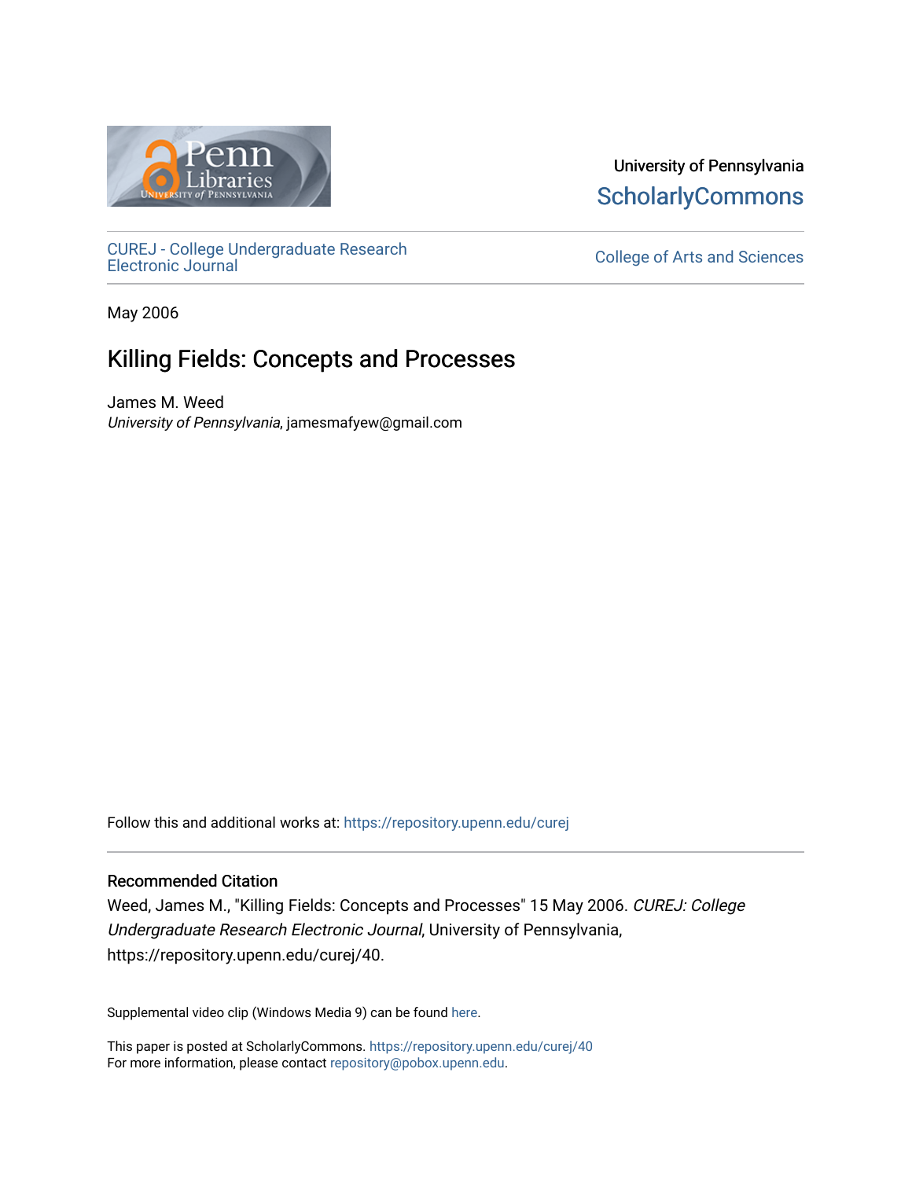University of Pennsylvania
ScholarlyCommons

CUREJ - College Undergraduate Research Electronic Journal

College of Arts and Sciences

May 2006

# Killing Fields: Concepts and Processes

James M. Weed
*University of Pennsylvania*, jamesmafyew@gmail.com

Follow this and additional works at: https://repository.upenn.edu/curej

## Recommended Citation

Weed, James M., "Killing Fields: Concepts and Processes" 15 May 2006. *CUREJ: College Undergraduate Research Electronic Journal*, University of Pennsylvania, https://repository.upenn.edu/curej/40.

Supplemental video clip (Windows Media 9) can be found here.

This paper is posted at ScholarlyCommons. https://repository.upenn.edu/curej/40
For more information, please contact repository@pobox.upenn.edu.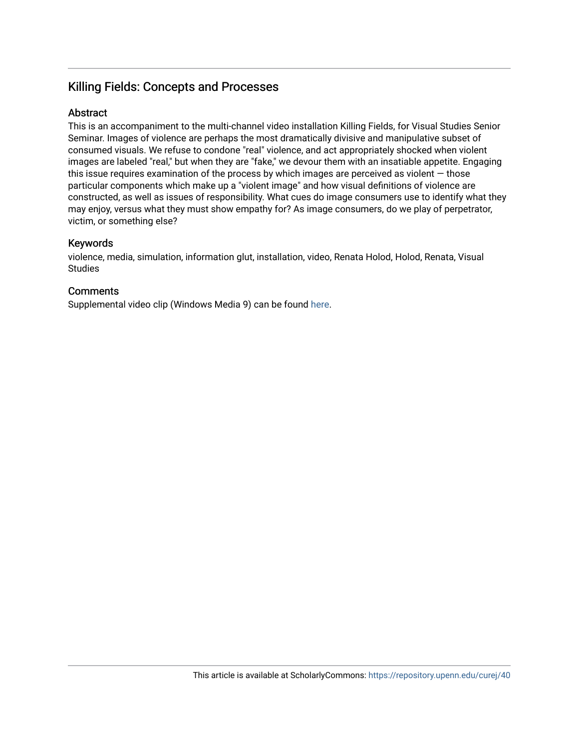## Killing Fields: Concepts and Processes

### Abstract

This is an accompaniment to the multi-channel video installation Killing Fields, for Visual Studies Senior Seminar. Images of violence are perhaps the most dramatically divisive and manipulative subset of consumed visuals. We refuse to condone "real" violence, and act appropriately shocked when violent images are labeled "real," but when they are "fake," we devour them with an insatiable appetite. Engaging this issue requires examination of the process by which images are perceived as violent — those particular components which make up a "violent image" and how visual definitions of violence are constructed, as well as issues of responsibility. What cues do image consumers use to identify what they may enjoy, versus what they must show empathy for? As image consumers, do we play of perpetrator, victim, or something else?

### Keywords

violence, media, simulation, information glut, installation, video, Renata Holod, Holod, Renata, Visual Studies

### Comments

Supplemental video clip (Windows Media 9) can be found here.

This article is available at ScholarlyCommons: https://repository.upenn.edu/curej/40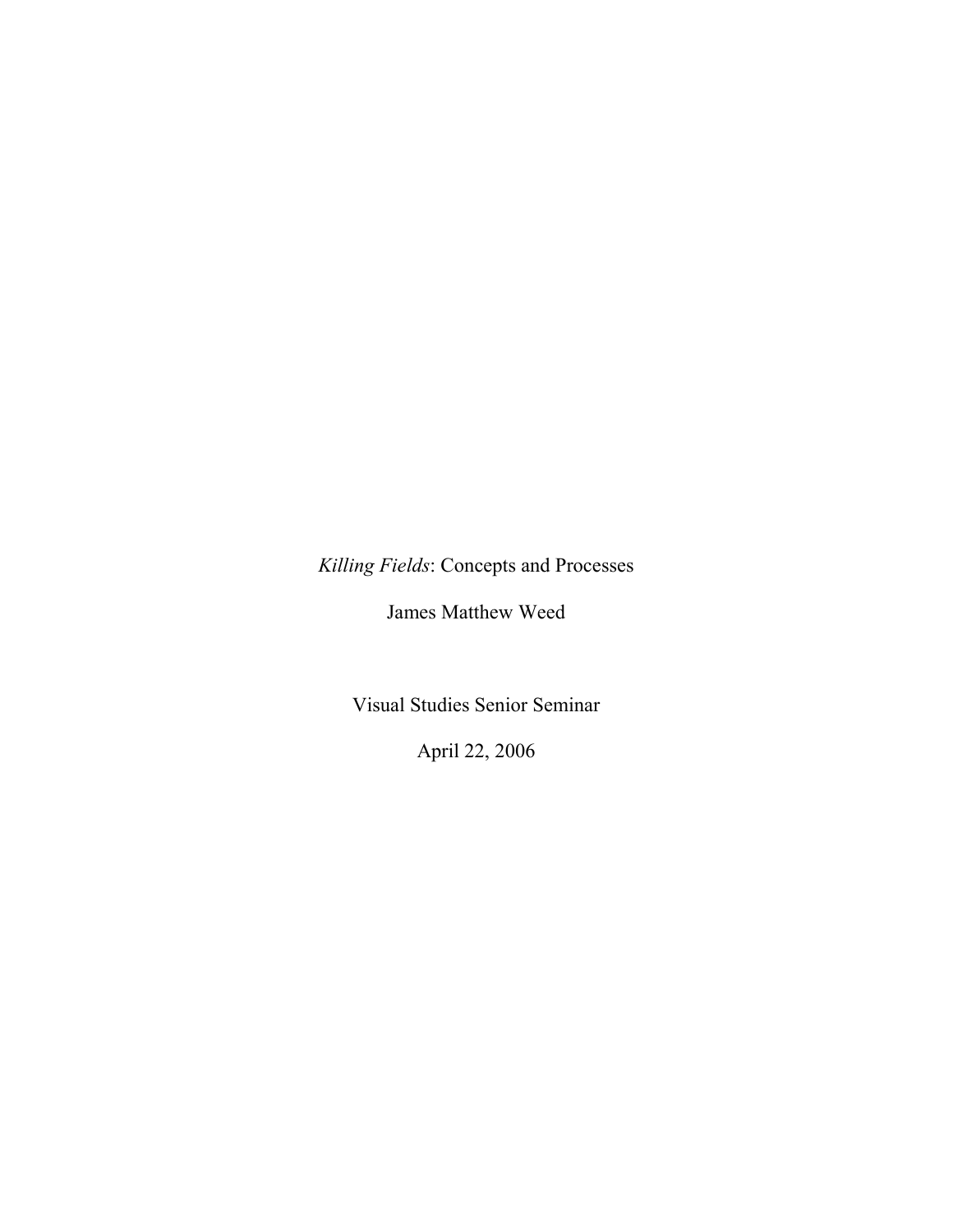*Killing Fields*: Concepts and Processes

James Matthew Weed

Visual Studies Senior Seminar

April 22, 2006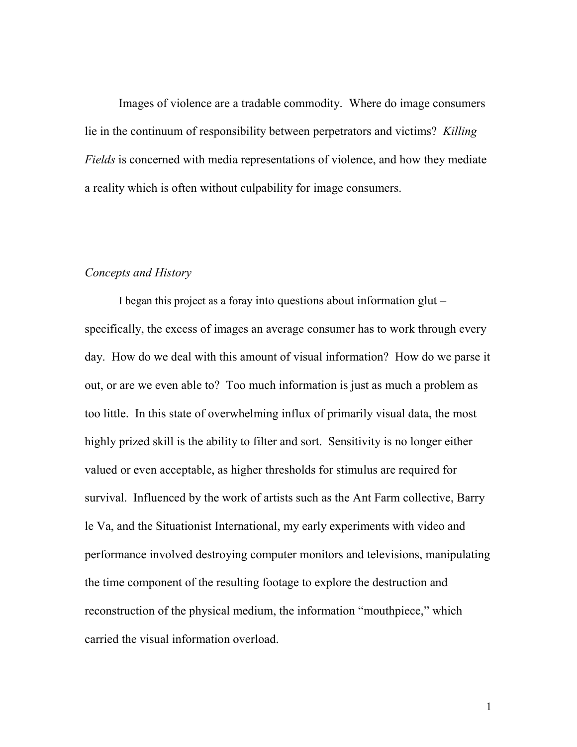Images of violence are a tradable commodity. Where do image consumers lie in the continuum of responsibility between perpetrators and victims? *Killing Fields* is concerned with media representations of violence, and how they mediate a reality which is often without culpability for image consumers.

## *Concepts and History*

I began this project as a foray into questions about information glut – specifically, the excess of images an average consumer has to work through every day. How do we deal with this amount of visual information? How do we parse it out, or are we even able to? Too much information is just as much a problem as too little. In this state of overwhelming influx of primarily visual data, the most highly prized skill is the ability to filter and sort. Sensitivity is no longer either valued or even acceptable, as higher thresholds for stimulus are required for survival. Influenced by the work of artists such as the Ant Farm collective, Barry le Va, and the Situationist International, my early experiments with video and performance involved destroying computer monitors and televisions, manipulating the time component of the resulting footage to explore the destruction and reconstruction of the physical medium, the information "mouthpiece," which carried the visual information overload.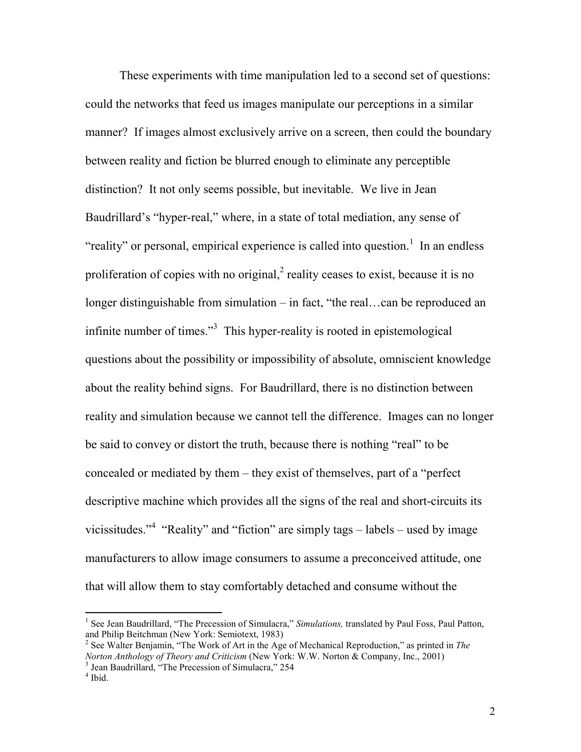These experiments with time manipulation led to a second set of questions: could the networks that feed us images manipulate our perceptions in a similar manner? If images almost exclusively arrive on a screen, then could the boundary between reality and fiction be blurred enough to eliminate any perceptible distinction? It not only seems possible, but inevitable. We live in Jean Baudrillard's "hyper-real," where, in a state of total mediation, any sense of "reality" or personal, empirical experience is called into question.[1] In an endless proliferation of copies with no original,[2] reality ceases to exist, because it is no longer distinguishable from simulation – in fact, "the real…can be reproduced an infinite number of times."[3] This hyper-reality is rooted in epistemological questions about the possibility or impossibility of absolute, omniscient knowledge about the reality behind signs. For Baudrillard, there is no distinction between reality and simulation because we cannot tell the difference. Images can no longer be said to convey or distort the truth, because there is nothing "real" to be concealed or mediated by them – they exist of themselves, part of a "perfect descriptive machine which provides all the signs of the real and short-circuits its vicissitudes."[4] "Reality" and "fiction" are simply tags – labels – used by image manufacturers to allow image consumers to assume a preconceived attitude, one that will allow them to stay comfortably detached and consume without the

---

[1] See Jean Baudrillard, "The Precession of Simulacra," *Simulations,* translated by Paul Foss, Paul Patton, and Philip Beitchman (New York: Semiotext, 1983)

[2] See Walter Benjamin, "The Work of Art in the Age of Mechanical Reproduction," as printed in *The Norton Anthology of Theory and Criticism* (New York: W.W. Norton & Company, Inc., 2001)

[3] Jean Baudrillard, "The Precession of Simulacra," 254

[4] Ibid.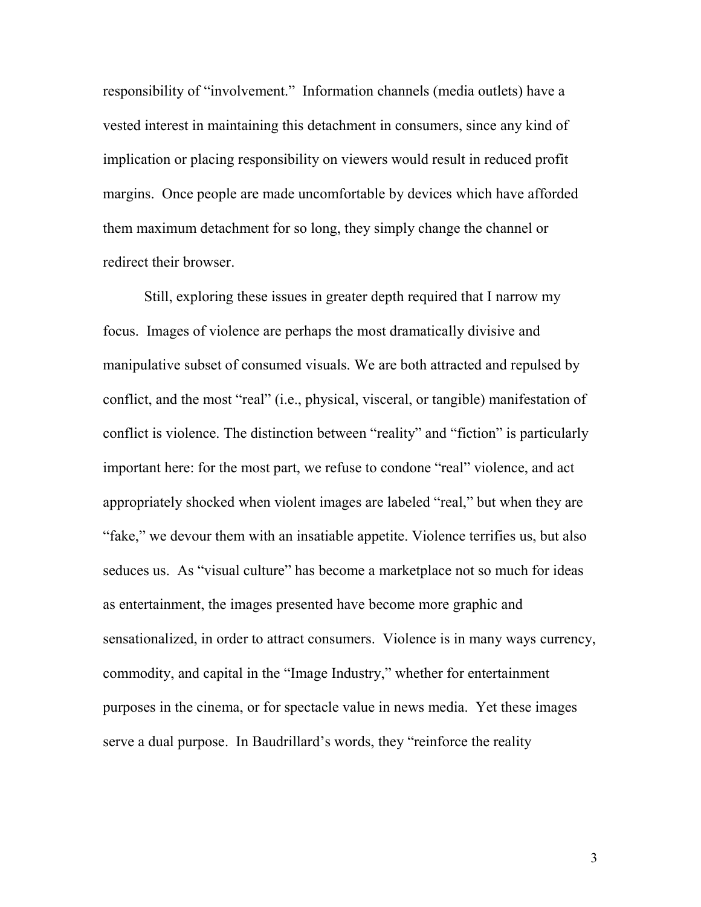responsibility of "involvement." Information channels (media outlets) have a vested interest in maintaining this detachment in consumers, since any kind of implication or placing responsibility on viewers would result in reduced profit margins. Once people are made uncomfortable by devices which have afforded them maximum detachment for so long, they simply change the channel or redirect their browser.

Still, exploring these issues in greater depth required that I narrow my focus. Images of violence are perhaps the most dramatically divisive and manipulative subset of consumed visuals. We are both attracted and repulsed by conflict, and the most "real" (i.e., physical, visceral, or tangible) manifestation of conflict is violence. The distinction between "reality" and "fiction" is particularly important here: for the most part, we refuse to condone "real" violence, and act appropriately shocked when violent images are labeled "real," but when they are "fake," we devour them with an insatiable appetite. Violence terrifies us, but also seduces us. As "visual culture" has become a marketplace not so much for ideas as entertainment, the images presented have become more graphic and sensationalized, in order to attract consumers. Violence is in many ways currency, commodity, and capital in the "Image Industry," whether for entertainment purposes in the cinema, or for spectacle value in news media. Yet these images serve a dual purpose. In Baudrillard's words, they "reinforce the reality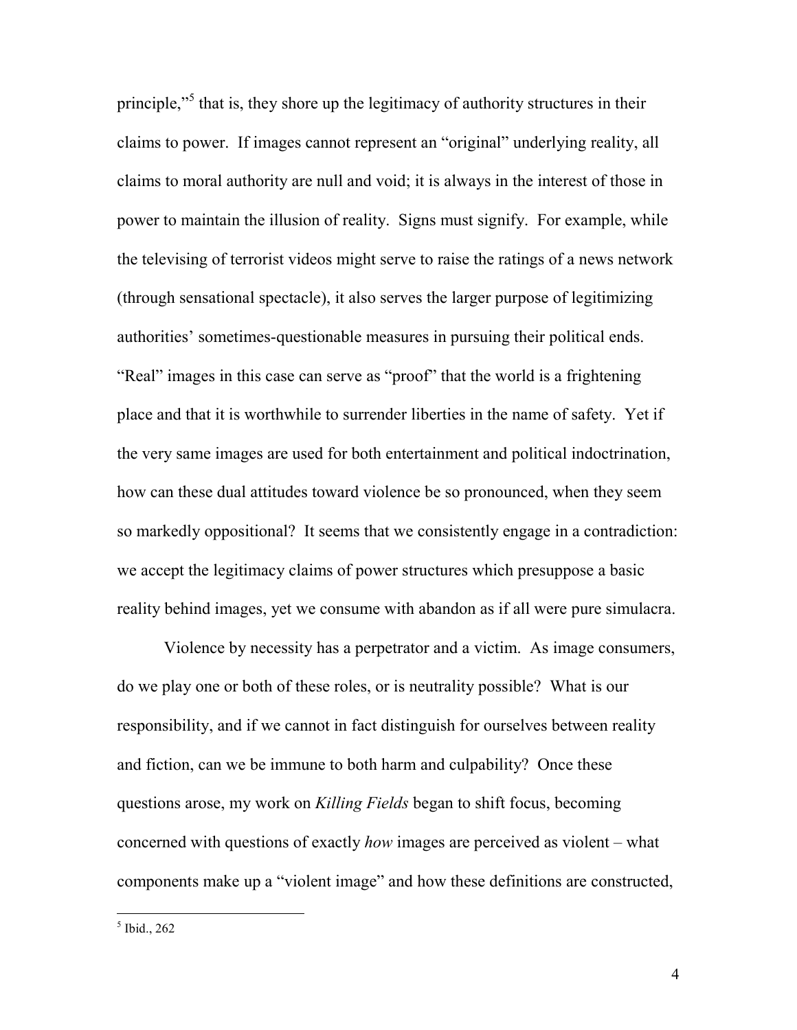principle,"[5] that is, they shore up the legitimacy of authority structures in their claims to power. If images cannot represent an "original" underlying reality, all claims to moral authority are null and void; it is always in the interest of those in power to maintain the illusion of reality. Signs must signify. For example, while the televising of terrorist videos might serve to raise the ratings of a news network (through sensational spectacle), it also serves the larger purpose of legitimizing authorities' sometimes-questionable measures in pursuing their political ends. "Real" images in this case can serve as "proof" that the world is a frightening place and that it is worthwhile to surrender liberties in the name of safety. Yet if the very same images are used for both entertainment and political indoctrination, how can these dual attitudes toward violence be so pronounced, when they seem so markedly oppositional? It seems that we consistently engage in a contradiction: we accept the legitimacy claims of power structures which presuppose a basic reality behind images, yet we consume with abandon as if all were pure simulacra.

Violence by necessity has a perpetrator and a victim. As image consumers, do we play one or both of these roles, or is neutrality possible? What is our responsibility, and if we cannot in fact distinguish for ourselves between reality and fiction, can we be immune to both harm and culpability? Once these questions arose, my work on *Killing Fields* began to shift focus, becoming concerned with questions of exactly *how* images are perceived as violent – what components make up a "violent image" and how these definitions are constructed,

---

[5] Ibid., 262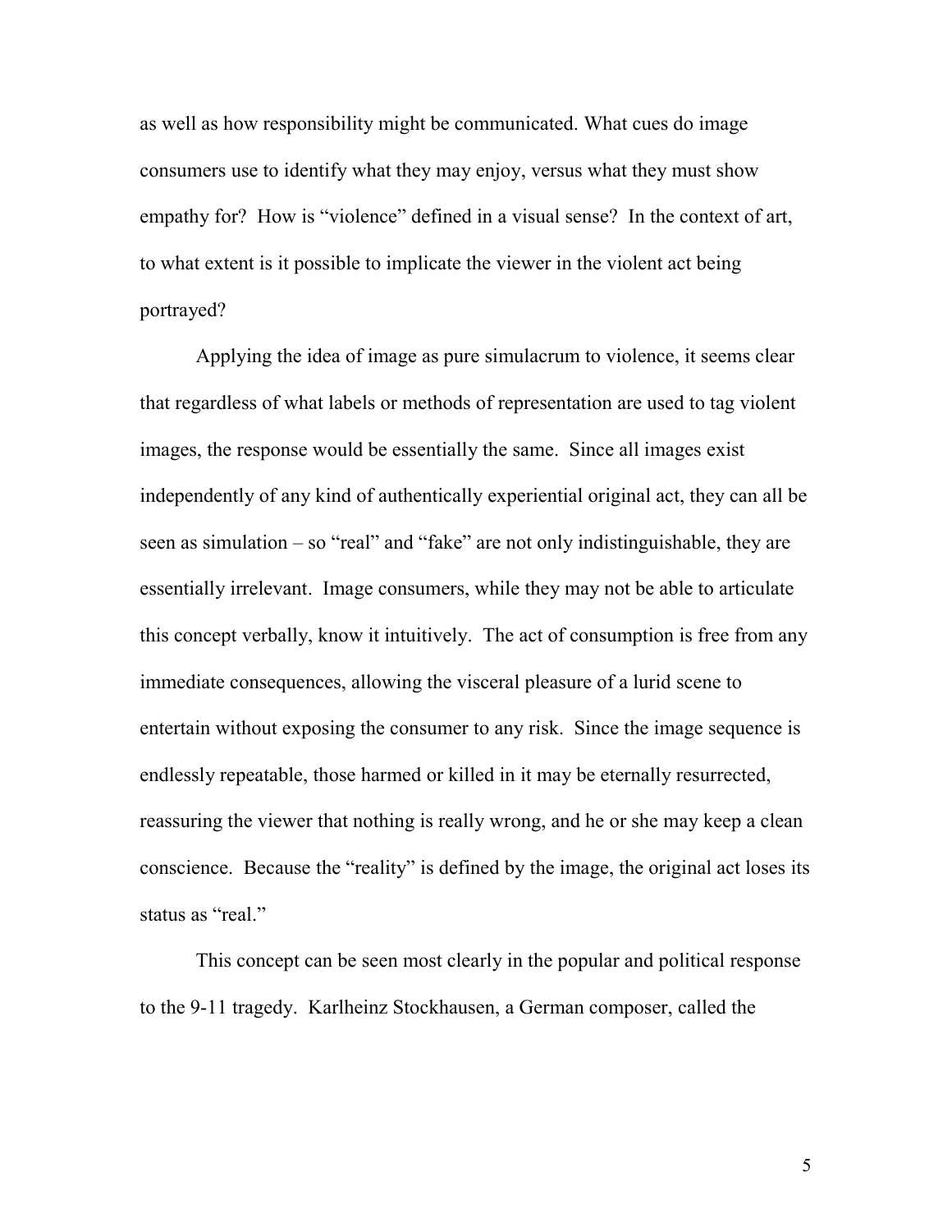as well as how responsibility might be communicated. What cues do image consumers use to identify what they may enjoy, versus what they must show empathy for? How is "violence" defined in a visual sense? In the context of art, to what extent is it possible to implicate the viewer in the violent act being portrayed?

Applying the idea of image as pure simulacrum to violence, it seems clear that regardless of what labels or methods of representation are used to tag violent images, the response would be essentially the same. Since all images exist independently of any kind of authentically experiential original act, they can all be seen as simulation – so "real" and "fake" are not only indistinguishable, they are essentially irrelevant. Image consumers, while they may not be able to articulate this concept verbally, know it intuitively. The act of consumption is free from any immediate consequences, allowing the visceral pleasure of a lurid scene to entertain without exposing the consumer to any risk. Since the image sequence is endlessly repeatable, those harmed or killed in it may be eternally resurrected, reassuring the viewer that nothing is really wrong, and he or she may keep a clean conscience. Because the "reality" is defined by the image, the original act loses its status as "real."

This concept can be seen most clearly in the popular and political response to the 9-11 tragedy. Karlheinz Stockhausen, a German composer, called the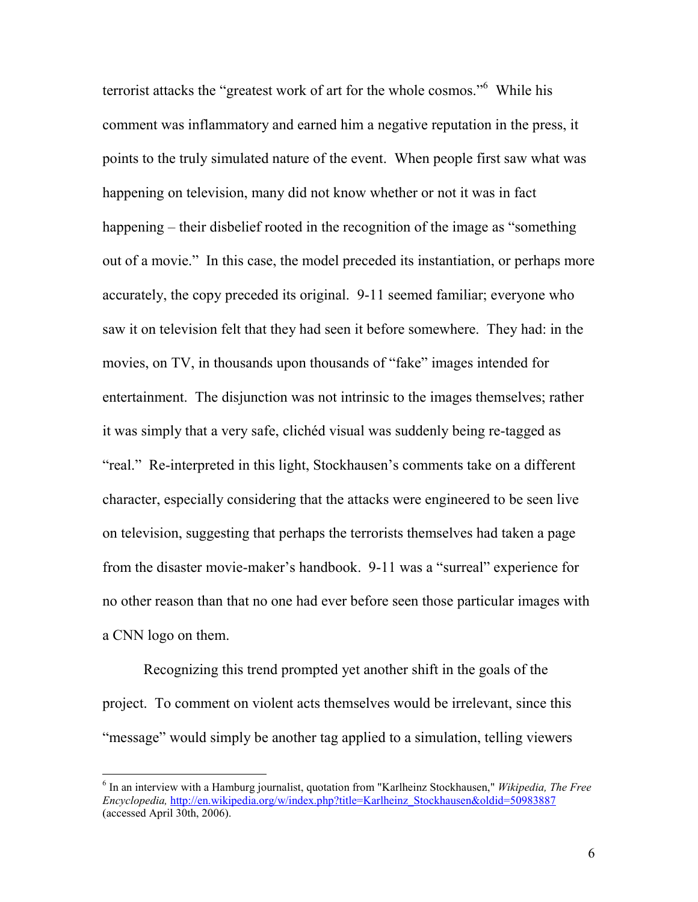terrorist attacks the "greatest work of art for the whole cosmos."[6] While his comment was inflammatory and earned him a negative reputation in the press, it points to the truly simulated nature of the event. When people first saw what was happening on television, many did not know whether or not it was in fact happening – their disbelief rooted in the recognition of the image as "something out of a movie." In this case, the model preceded its instantiation, or perhaps more accurately, the copy preceded its original. 9-11 seemed familiar; everyone who saw it on television felt that they had seen it before somewhere. They had: in the movies, on TV, in thousands upon thousands of "fake" images intended for entertainment. The disjunction was not intrinsic to the images themselves; rather it was simply that a very safe, clichéd visual was suddenly being re-tagged as "real." Re-interpreted in this light, Stockhausen's comments take on a different character, especially considering that the attacks were engineered to be seen live on television, suggesting that perhaps the terrorists themselves had taken a page from the disaster movie-maker's handbook. 9-11 was a "surreal" experience for no other reason than that no one had ever before seen those particular images with a CNN logo on them.

Recognizing this trend prompted yet another shift in the goals of the project. To comment on violent acts themselves would be irrelevant, since this "message" would simply be another tag applied to a simulation, telling viewers

---

[6] In an interview with a Hamburg journalist, quotation from "Karlheinz Stockhausen," *Wikipedia, The Free Encyclopedia,* http://en.wikipedia.org/w/index.php?title=Karlheinz_Stockhausen&oldid=50983887 (accessed April 30th, 2006).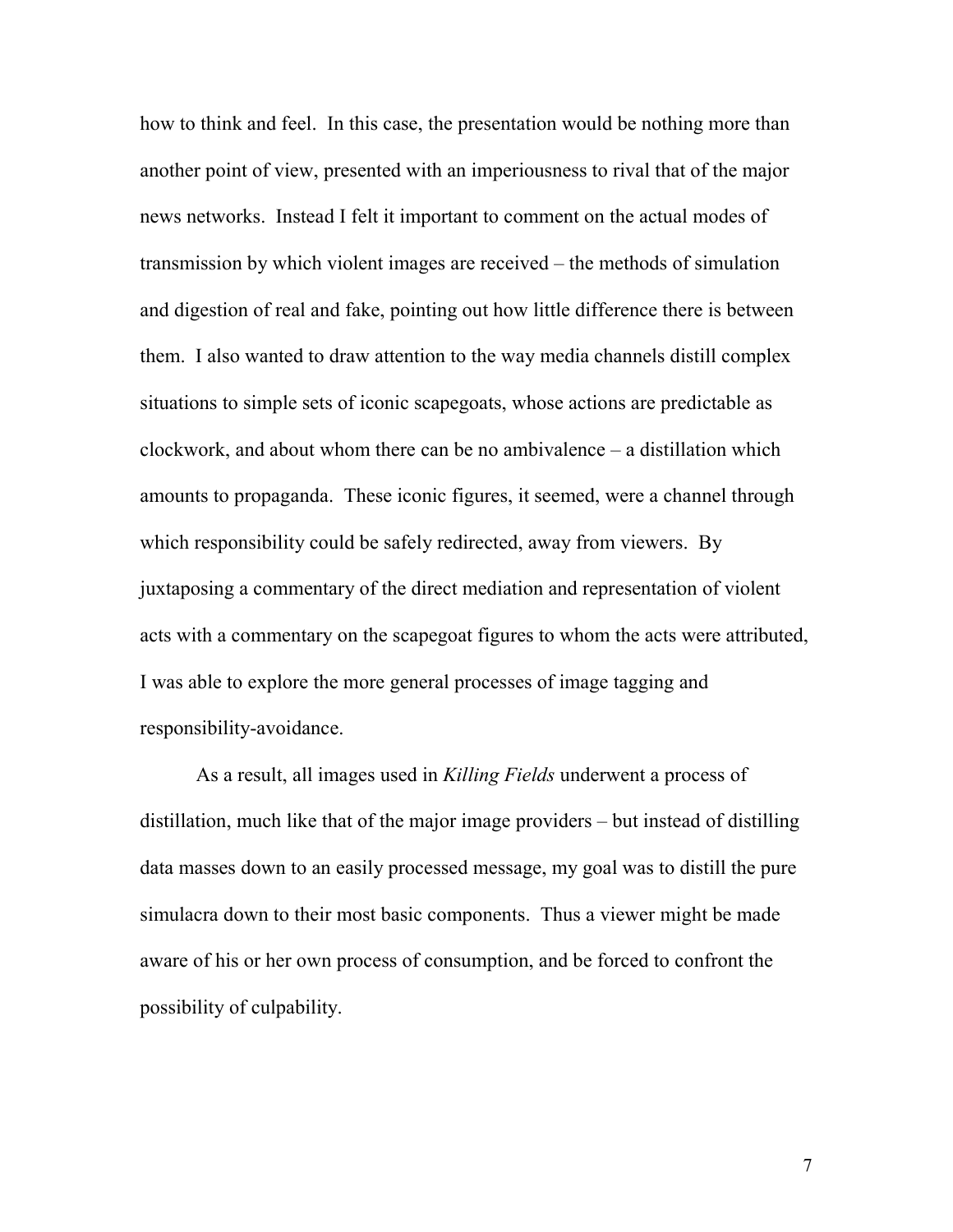how to think and feel. In this case, the presentation would be nothing more than another point of view, presented with an imperiousness to rival that of the major news networks. Instead I felt it important to comment on the actual modes of transmission by which violent images are received – the methods of simulation and digestion of real and fake, pointing out how little difference there is between them. I also wanted to draw attention to the way media channels distill complex situations to simple sets of iconic scapegoats, whose actions are predictable as clockwork, and about whom there can be no ambivalence – a distillation which amounts to propaganda. These iconic figures, it seemed, were a channel through which responsibility could be safely redirected, away from viewers. By juxtaposing a commentary of the direct mediation and representation of violent acts with a commentary on the scapegoat figures to whom the acts were attributed, I was able to explore the more general processes of image tagging and responsibility-avoidance.

As a result, all images used in *Killing Fields* underwent a process of distillation, much like that of the major image providers – but instead of distilling data masses down to an easily processed message, my goal was to distill the pure simulacra down to their most basic components. Thus a viewer might be made aware of his or her own process of consumption, and be forced to confront the possibility of culpability.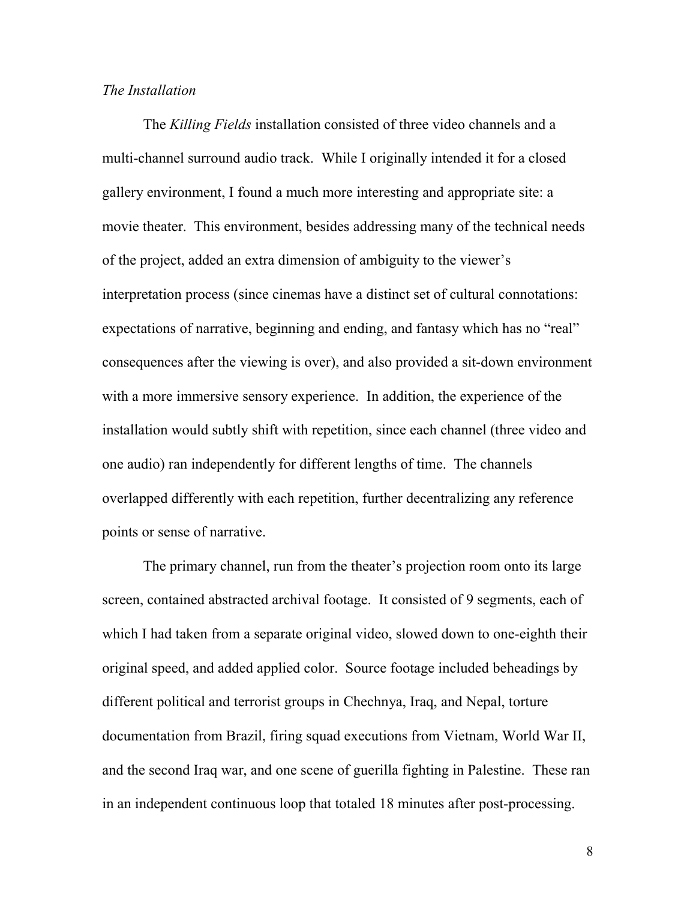*The Installation*

The *Killing Fields* installation consisted of three video channels and a multi-channel surround audio track. While I originally intended it for a closed gallery environment, I found a much more interesting and appropriate site: a movie theater. This environment, besides addressing many of the technical needs of the project, added an extra dimension of ambiguity to the viewer's interpretation process (since cinemas have a distinct set of cultural connotations: expectations of narrative, beginning and ending, and fantasy which has no "real" consequences after the viewing is over), and also provided a sit-down environment with a more immersive sensory experience. In addition, the experience of the installation would subtly shift with repetition, since each channel (three video and one audio) ran independently for different lengths of time. The channels overlapped differently with each repetition, further decentralizing any reference points or sense of narrative.

The primary channel, run from the theater's projection room onto its large screen, contained abstracted archival footage. It consisted of 9 segments, each of which I had taken from a separate original video, slowed down to one-eighth their original speed, and added applied color. Source footage included beheadings by different political and terrorist groups in Chechnya, Iraq, and Nepal, torture documentation from Brazil, firing squad executions from Vietnam, World War II, and the second Iraq war, and one scene of guerilla fighting in Palestine. These ran in an independent continuous loop that totaled 18 minutes after post-processing.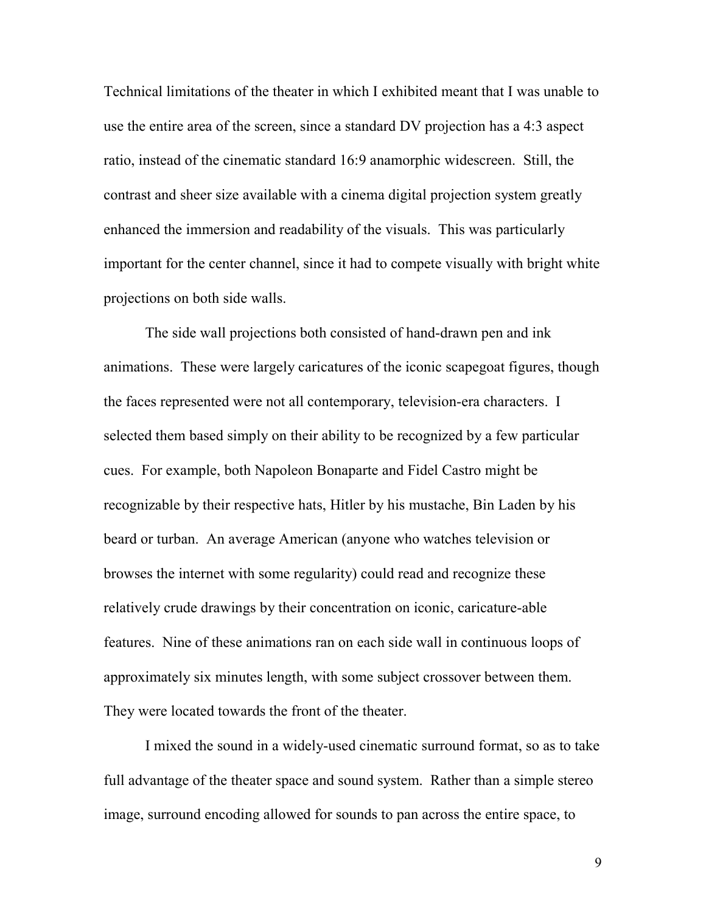Technical limitations of the theater in which I exhibited meant that I was unable to use the entire area of the screen, since a standard DV projection has a 4:3 aspect ratio, instead of the cinematic standard 16:9 anamorphic widescreen. Still, the contrast and sheer size available with a cinema digital projection system greatly enhanced the immersion and readability of the visuals. This was particularly important for the center channel, since it had to compete visually with bright white projections on both side walls.

The side wall projections both consisted of hand-drawn pen and ink animations. These were largely caricatures of the iconic scapegoat figures, though the faces represented were not all contemporary, television-era characters. I selected them based simply on their ability to be recognized by a few particular cues. For example, both Napoleon Bonaparte and Fidel Castro might be recognizable by their respective hats, Hitler by his mustache, Bin Laden by his beard or turban. An average American (anyone who watches television or browses the internet with some regularity) could read and recognize these relatively crude drawings by their concentration on iconic, caricature-able features. Nine of these animations ran on each side wall in continuous loops of approximately six minutes length, with some subject crossover between them. They were located towards the front of the theater.

I mixed the sound in a widely-used cinematic surround format, so as to take full advantage of the theater space and sound system. Rather than a simple stereo image, surround encoding allowed for sounds to pan across the entire space, to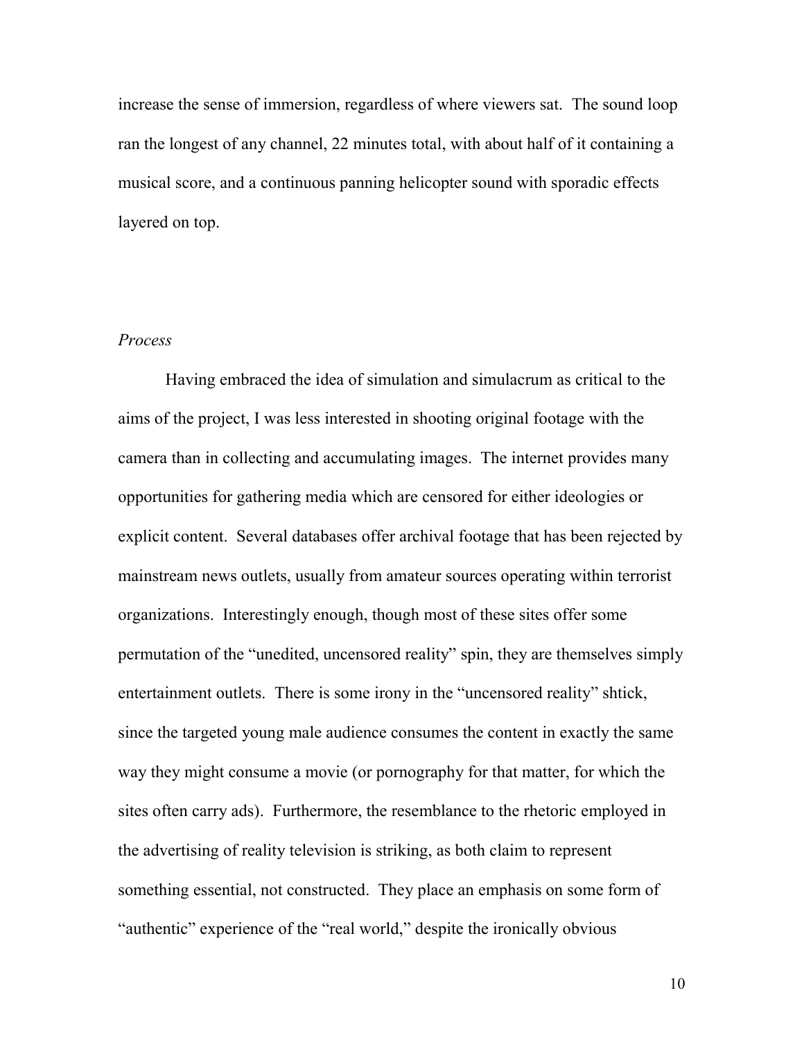increase the sense of immersion, regardless of where viewers sat. The sound loop ran the longest of any channel, 22 minutes total, with about half of it containing a musical score, and a continuous panning helicopter sound with sporadic effects layered on top.

### *Process*

Having embraced the idea of simulation and simulacrum as critical to the aims of the project, I was less interested in shooting original footage with the camera than in collecting and accumulating images. The internet provides many opportunities for gathering media which are censored for either ideologies or explicit content. Several databases offer archival footage that has been rejected by mainstream news outlets, usually from amateur sources operating within terrorist organizations. Interestingly enough, though most of these sites offer some permutation of the "unedited, uncensored reality" spin, they are themselves simply entertainment outlets. There is some irony in the "uncensored reality" shtick, since the targeted young male audience consumes the content in exactly the same way they might consume a movie (or pornography for that matter, for which the sites often carry ads). Furthermore, the resemblance to the rhetoric employed in the advertising of reality television is striking, as both claim to represent something essential, not constructed. They place an emphasis on some form of "authentic" experience of the "real world," despite the ironically obvious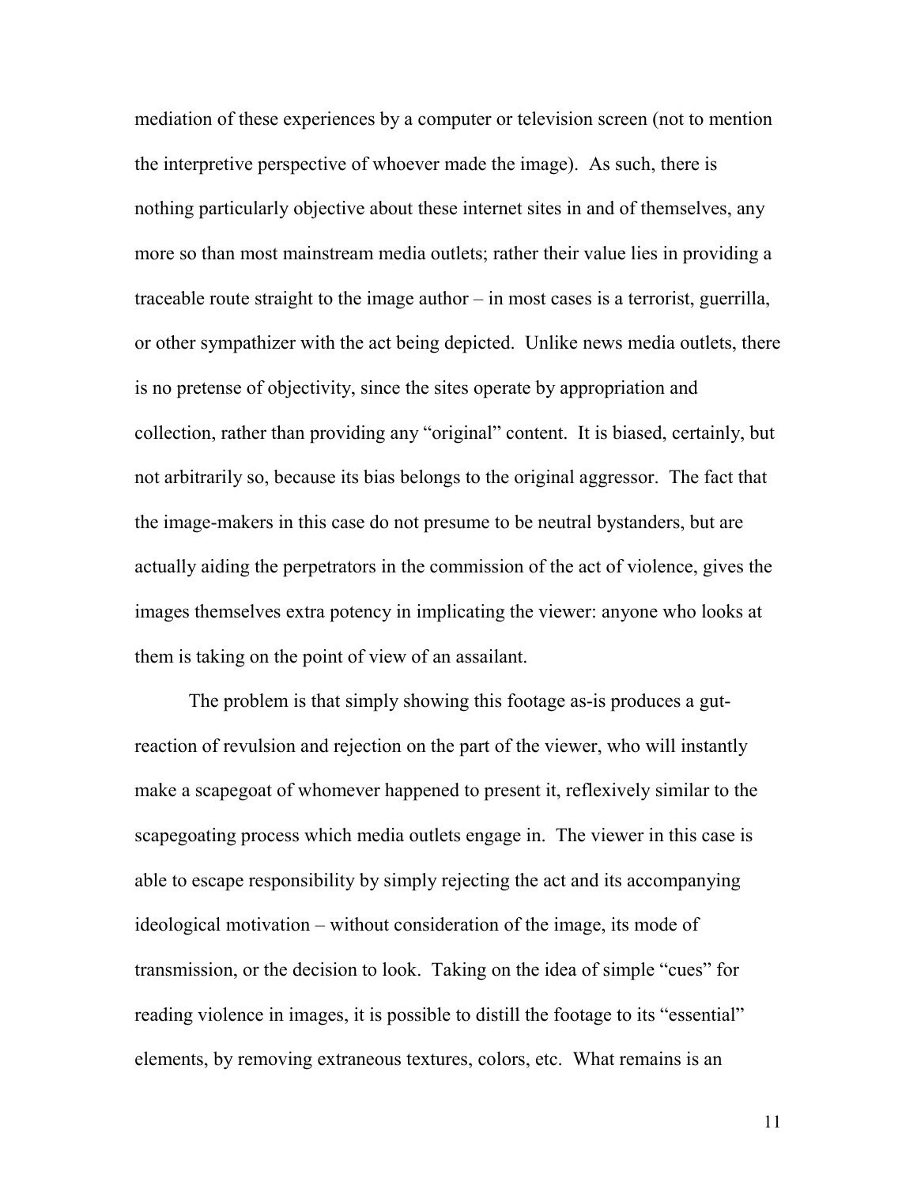mediation of these experiences by a computer or television screen (not to mention the interpretive perspective of whoever made the image). As such, there is nothing particularly objective about these internet sites in and of themselves, any more so than most mainstream media outlets; rather their value lies in providing a traceable route straight to the image author – in most cases is a terrorist, guerrilla, or other sympathizer with the act being depicted. Unlike news media outlets, there is no pretense of objectivity, since the sites operate by appropriation and collection, rather than providing any "original" content. It is biased, certainly, but not arbitrarily so, because its bias belongs to the original aggressor. The fact that the image-makers in this case do not presume to be neutral bystanders, but are actually aiding the perpetrators in the commission of the act of violence, gives the images themselves extra potency in implicating the viewer: anyone who looks at them is taking on the point of view of an assailant.

The problem is that simply showing this footage as-is produces a gut-reaction of revulsion and rejection on the part of the viewer, who will instantly make a scapegoat of whomever happened to present it, reflexively similar to the scapegoating process which media outlets engage in. The viewer in this case is able to escape responsibility by simply rejecting the act and its accompanying ideological motivation – without consideration of the image, its mode of transmission, or the decision to look. Taking on the idea of simple "cues" for reading violence in images, it is possible to distill the footage to its "essential" elements, by removing extraneous textures, colors, etc. What remains is an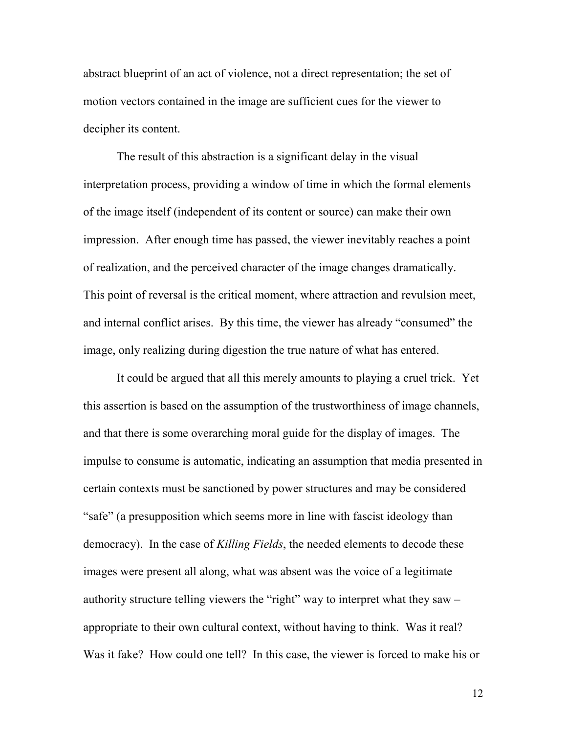abstract blueprint of an act of violence, not a direct representation; the set of motion vectors contained in the image are sufficient cues for the viewer to decipher its content.

The result of this abstraction is a significant delay in the visual interpretation process, providing a window of time in which the formal elements of the image itself (independent of its content or source) can make their own impression. After enough time has passed, the viewer inevitably reaches a point of realization, and the perceived character of the image changes dramatically. This point of reversal is the critical moment, where attraction and revulsion meet, and internal conflict arises. By this time, the viewer has already "consumed" the image, only realizing during digestion the true nature of what has entered.

It could be argued that all this merely amounts to playing a cruel trick. Yet this assertion is based on the assumption of the trustworthiness of image channels, and that there is some overarching moral guide for the display of images. The impulse to consume is automatic, indicating an assumption that media presented in certain contexts must be sanctioned by power structures and may be considered "safe" (a presupposition which seems more in line with fascist ideology than democracy). In the case of *Killing Fields*, the needed elements to decode these images were present all along, what was absent was the voice of a legitimate authority structure telling viewers the "right" way to interpret what they saw – appropriate to their own cultural context, without having to think. Was it real? Was it fake? How could one tell? In this case, the viewer is forced to make his or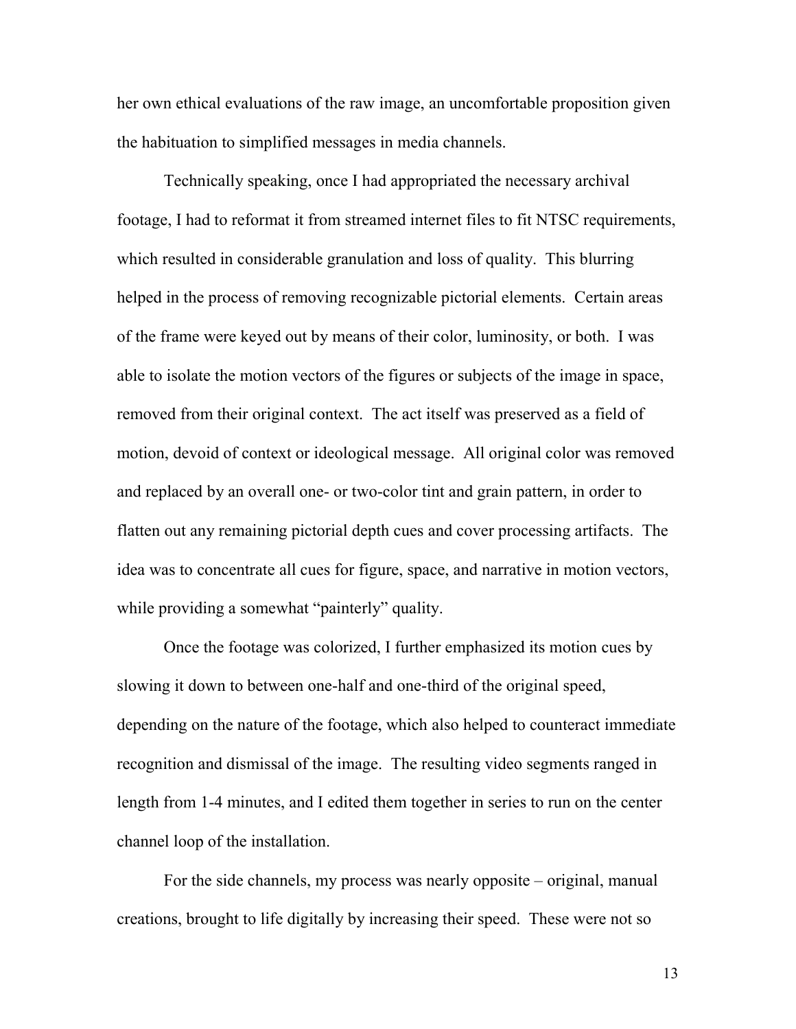her own ethical evaluations of the raw image, an uncomfortable proposition given the habituation to simplified messages in media channels.

Technically speaking, once I had appropriated the necessary archival footage, I had to reformat it from streamed internet files to fit NTSC requirements, which resulted in considerable granulation and loss of quality. This blurring helped in the process of removing recognizable pictorial elements. Certain areas of the frame were keyed out by means of their color, luminosity, or both. I was able to isolate the motion vectors of the figures or subjects of the image in space, removed from their original context. The act itself was preserved as a field of motion, devoid of context or ideological message. All original color was removed and replaced by an overall one- or two-color tint and grain pattern, in order to flatten out any remaining pictorial depth cues and cover processing artifacts. The idea was to concentrate all cues for figure, space, and narrative in motion vectors, while providing a somewhat "painterly" quality.

Once the footage was colorized, I further emphasized its motion cues by slowing it down to between one-half and one-third of the original speed, depending on the nature of the footage, which also helped to counteract immediate recognition and dismissal of the image. The resulting video segments ranged in length from 1-4 minutes, and I edited them together in series to run on the center channel loop of the installation.

For the side channels, my process was nearly opposite – original, manual creations, brought to life digitally by increasing their speed. These were not so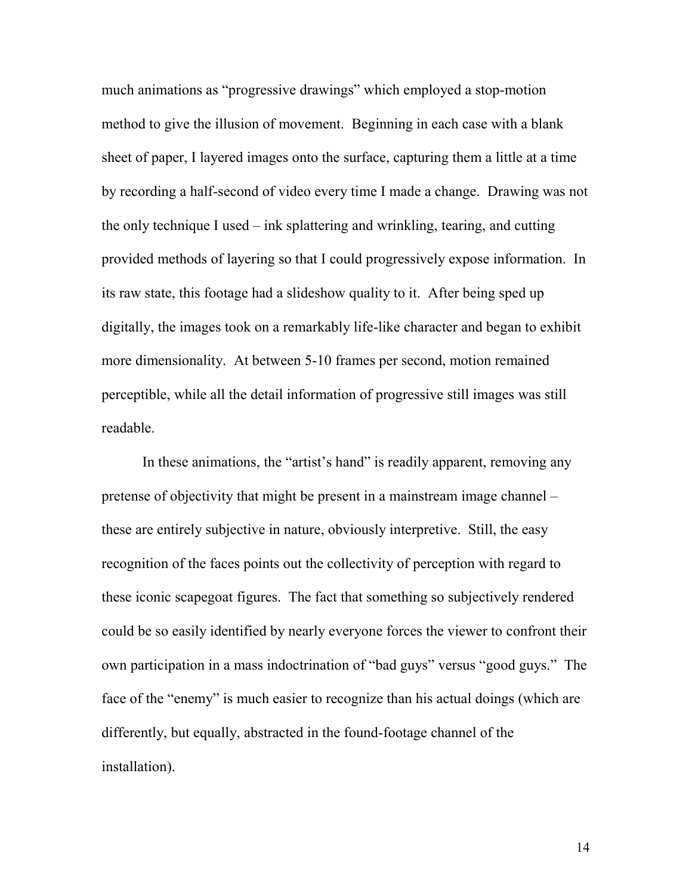much animations as “progressive drawings” which employed a stop-motion method to give the illusion of movement. Beginning in each case with a blank sheet of paper, I layered images onto the surface, capturing them a little at a time by recording a half-second of video every time I made a change. Drawing was not the only technique I used – ink splattering and wrinkling, tearing, and cutting provided methods of layering so that I could progressively expose information. In its raw state, this footage had a slideshow quality to it. After being sped up digitally, the images took on a remarkably life-like character and began to exhibit more dimensionality. At between 5-10 frames per second, motion remained perceptible, while all the detail information of progressive still images was still readable.

In these animations, the “artist’s hand” is readily apparent, removing any pretense of objectivity that might be present in a mainstream image channel – these are entirely subjective in nature, obviously interpretive. Still, the easy recognition of the faces points out the collectivity of perception with regard to these iconic scapegoat figures. The fact that something so subjectively rendered could be so easily identified by nearly everyone forces the viewer to confront their own participation in a mass indoctrination of “bad guys” versus “good guys.” The face of the “enemy” is much easier to recognize than his actual doings (which are differently, but equally, abstracted in the found-footage channel of the installation).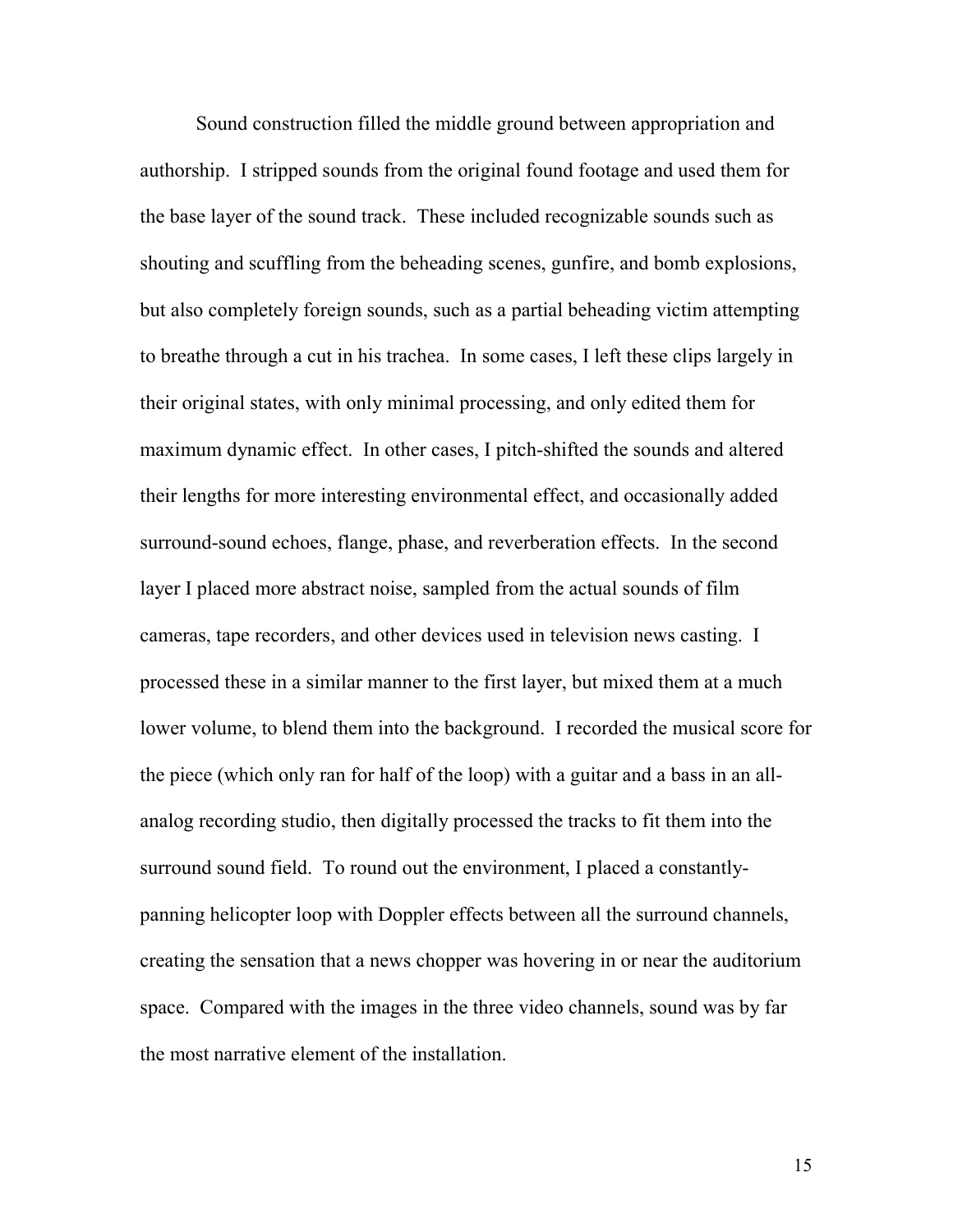Sound construction filled the middle ground between appropriation and authorship. I stripped sounds from the original found footage and used them for the base layer of the sound track. These included recognizable sounds such as shouting and scuffling from the beheading scenes, gunfire, and bomb explosions, but also completely foreign sounds, such as a partial beheading victim attempting to breathe through a cut in his trachea. In some cases, I left these clips largely in their original states, with only minimal processing, and only edited them for maximum dynamic effect. In other cases, I pitch-shifted the sounds and altered their lengths for more interesting environmental effect, and occasionally added surround-sound echoes, flange, phase, and reverberation effects. In the second layer I placed more abstract noise, sampled from the actual sounds of film cameras, tape recorders, and other devices used in television news casting. I processed these in a similar manner to the first layer, but mixed them at a much lower volume, to blend them into the background. I recorded the musical score for the piece (which only ran for half of the loop) with a guitar and a bass in an all-analog recording studio, then digitally processed the tracks to fit them into the surround sound field. To round out the environment, I placed a constantly-panning helicopter loop with Doppler effects between all the surround channels, creating the sensation that a news chopper was hovering in or near the auditorium space. Compared with the images in the three video channels, sound was by far the most narrative element of the installation.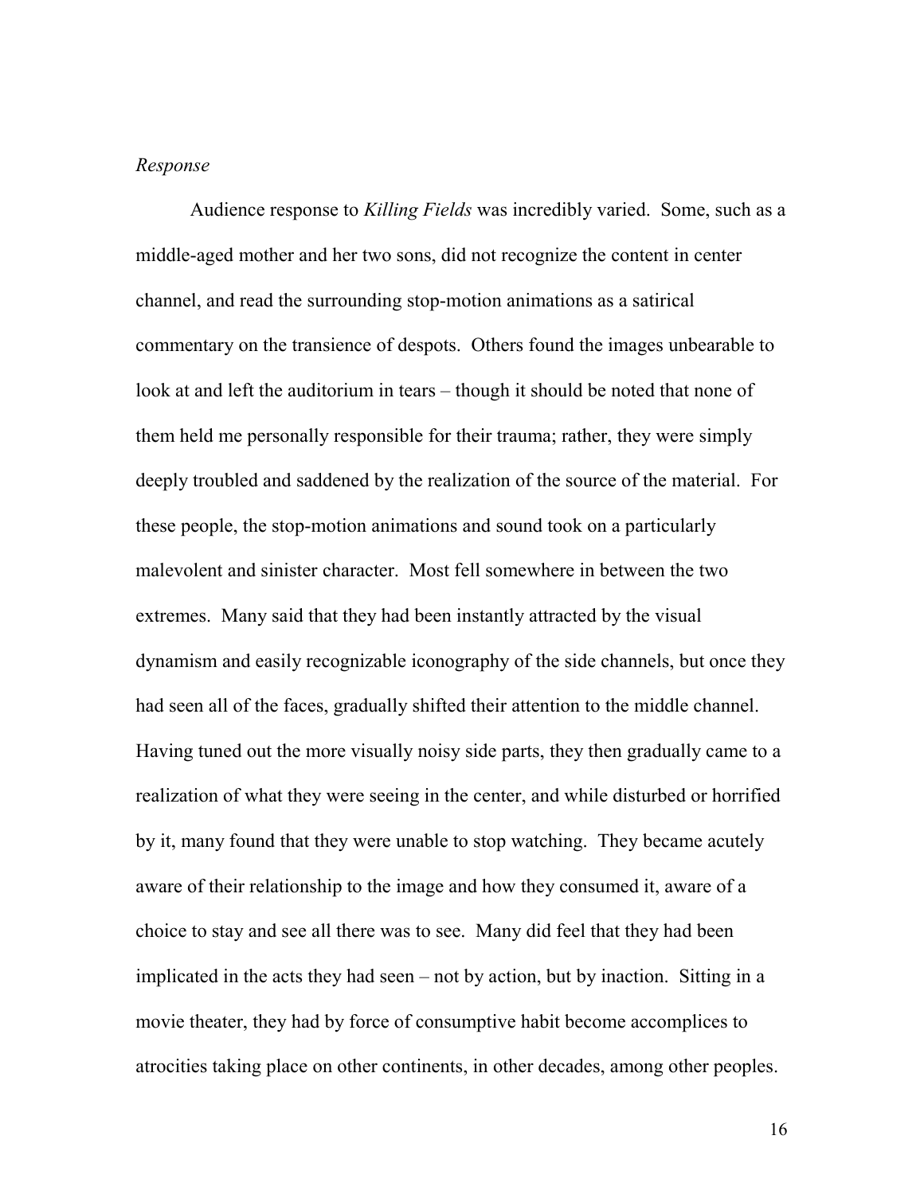*Response*

Audience response to *Killing Fields* was incredibly varied. Some, such as a middle-aged mother and her two sons, did not recognize the content in center channel, and read the surrounding stop-motion animations as a satirical commentary on the transience of despots. Others found the images unbearable to look at and left the auditorium in tears – though it should be noted that none of them held me personally responsible for their trauma; rather, they were simply deeply troubled and saddened by the realization of the source of the material. For these people, the stop-motion animations and sound took on a particularly malevolent and sinister character. Most fell somewhere in between the two extremes. Many said that they had been instantly attracted by the visual dynamism and easily recognizable iconography of the side channels, but once they had seen all of the faces, gradually shifted their attention to the middle channel. Having tuned out the more visually noisy side parts, they then gradually came to a realization of what they were seeing in the center, and while disturbed or horrified by it, many found that they were unable to stop watching. They became acutely aware of their relationship to the image and how they consumed it, aware of a choice to stay and see all there was to see. Many did feel that they had been implicated in the acts they had seen – not by action, but by inaction. Sitting in a movie theater, they had by force of consumptive habit become accomplices to atrocities taking place on other continents, in other decades, among other peoples.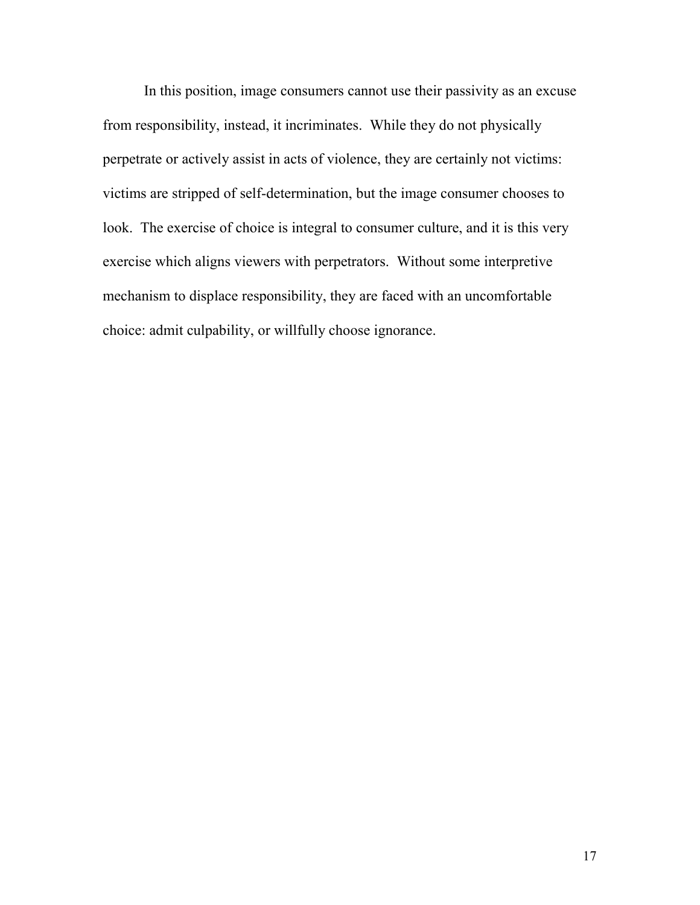In this position, image consumers cannot use their passivity as an excuse from responsibility, instead, it incriminates. While they do not physically perpetrate or actively assist in acts of violence, they are certainly not victims: victims are stripped of self-determination, but the image consumer chooses to look. The exercise of choice is integral to consumer culture, and it is this very exercise which aligns viewers with perpetrators. Without some interpretive mechanism to displace responsibility, they are faced with an uncomfortable choice: admit culpability, or willfully choose ignorance.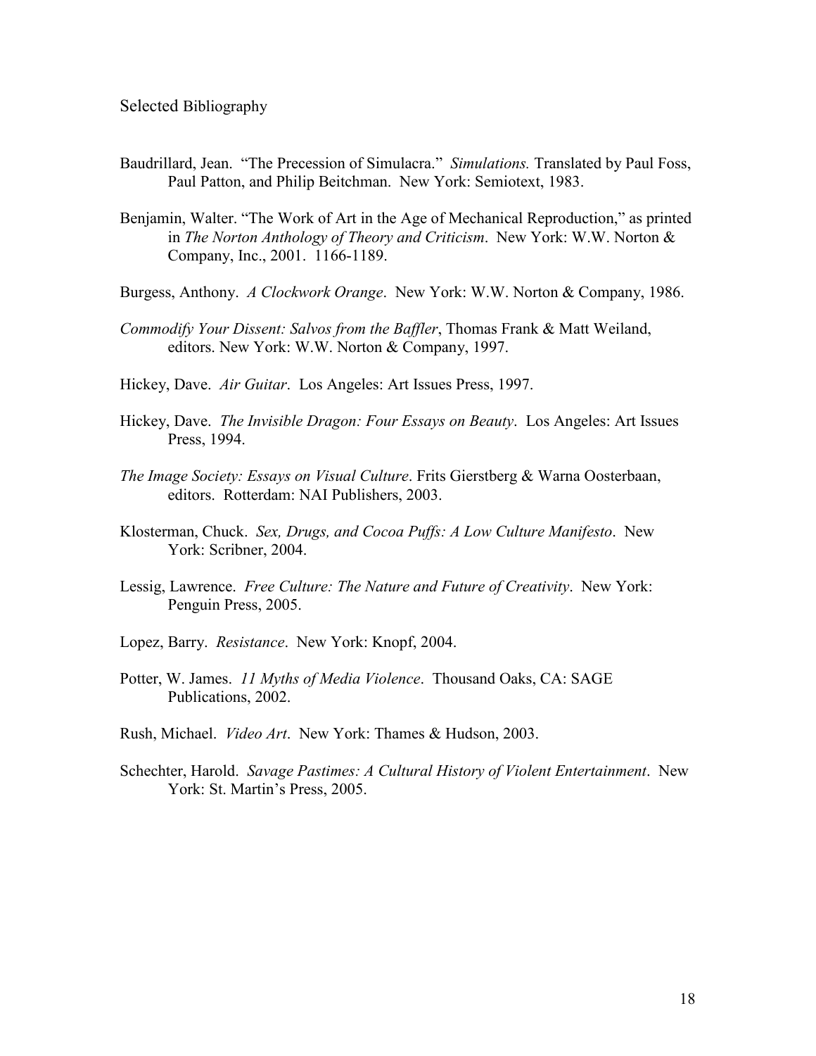Selected Bibliography

Baudrillard, Jean. "The Precession of Simulacra." *Simulations.* Translated by Paul Foss, Paul Patton, and Philip Beitchman. New York: Semiotext, 1983.

Benjamin, Walter. "The Work of Art in the Age of Mechanical Reproduction," as printed in *The Norton Anthology of Theory and Criticism*. New York: W.W. Norton & Company, Inc., 2001. 1166-1189.

Burgess, Anthony. *A Clockwork Orange*. New York: W.W. Norton & Company, 1986.

*Commodify Your Dissent: Salvos from the Baffler*, Thomas Frank & Matt Weiland, editors. New York: W.W. Norton & Company, 1997.

Hickey, Dave. *Air Guitar*. Los Angeles: Art Issues Press, 1997.

Hickey, Dave. *The Invisible Dragon: Four Essays on Beauty*. Los Angeles: Art Issues Press, 1994.

*The Image Society: Essays on Visual Culture*. Frits Gierstberg & Warna Oosterbaan, editors. Rotterdam: NAI Publishers, 2003.

Klosterman, Chuck. *Sex, Drugs, and Cocoa Puffs: A Low Culture Manifesto*. New York: Scribner, 2004.

Lessig, Lawrence. *Free Culture: The Nature and Future of Creativity*. New York: Penguin Press, 2005.

Lopez, Barry. *Resistance*. New York: Knopf, 2004.

Potter, W. James. *11 Myths of Media Violence*. Thousand Oaks, CA: SAGE Publications, 2002.

Rush, Michael. *Video Art*. New York: Thames & Hudson, 2003.

Schechter, Harold. *Savage Pastimes: A Cultural History of Violent Entertainment*. New York: St. Martin's Press, 2005.